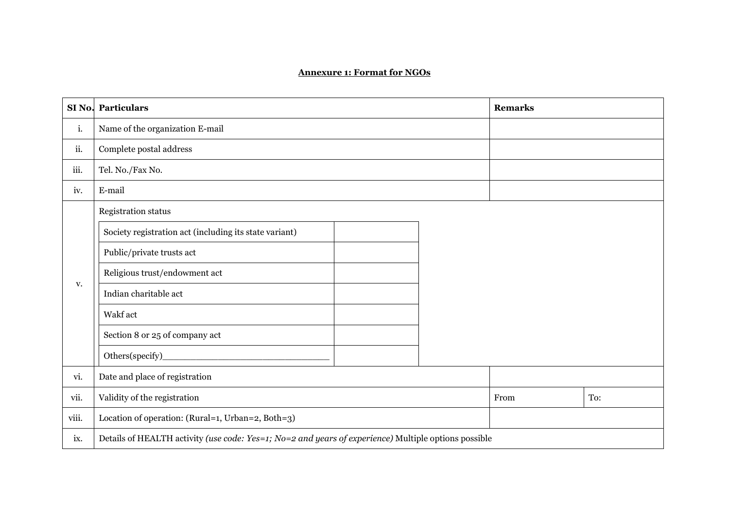## Annexure 1: Format for NGOs

| SI No. | Particulars | Remarks | |
|---|---|---|---|
| i. | Name of the organization E-mail | | |
| ii. | Complete postal address | | |
| iii. | Tel. No./Fax No. | | |
| iv. | E-mail | | |
| v. | Registration status | | |
| | Society registration act (including its state variant) | | |
| | Public/private trusts act | | |
| | Religious trust/endowment act | | |
| | Indian charitable act | | |
| | Wakf act | | |
| | Section 8 or 25 of company act | | |
| | Others(specify)________________________________ | | |
| vi. | Date and place of registration | | |
| vii. | Validity of the registration | From | To: |
| viii. | Location of operation: (Rural=1, Urban=2, Both=3) | | |
| ix. | Details of HEALTH activity *(use code: Yes=1; No=2 and years of experience)* Multiple options possible | | |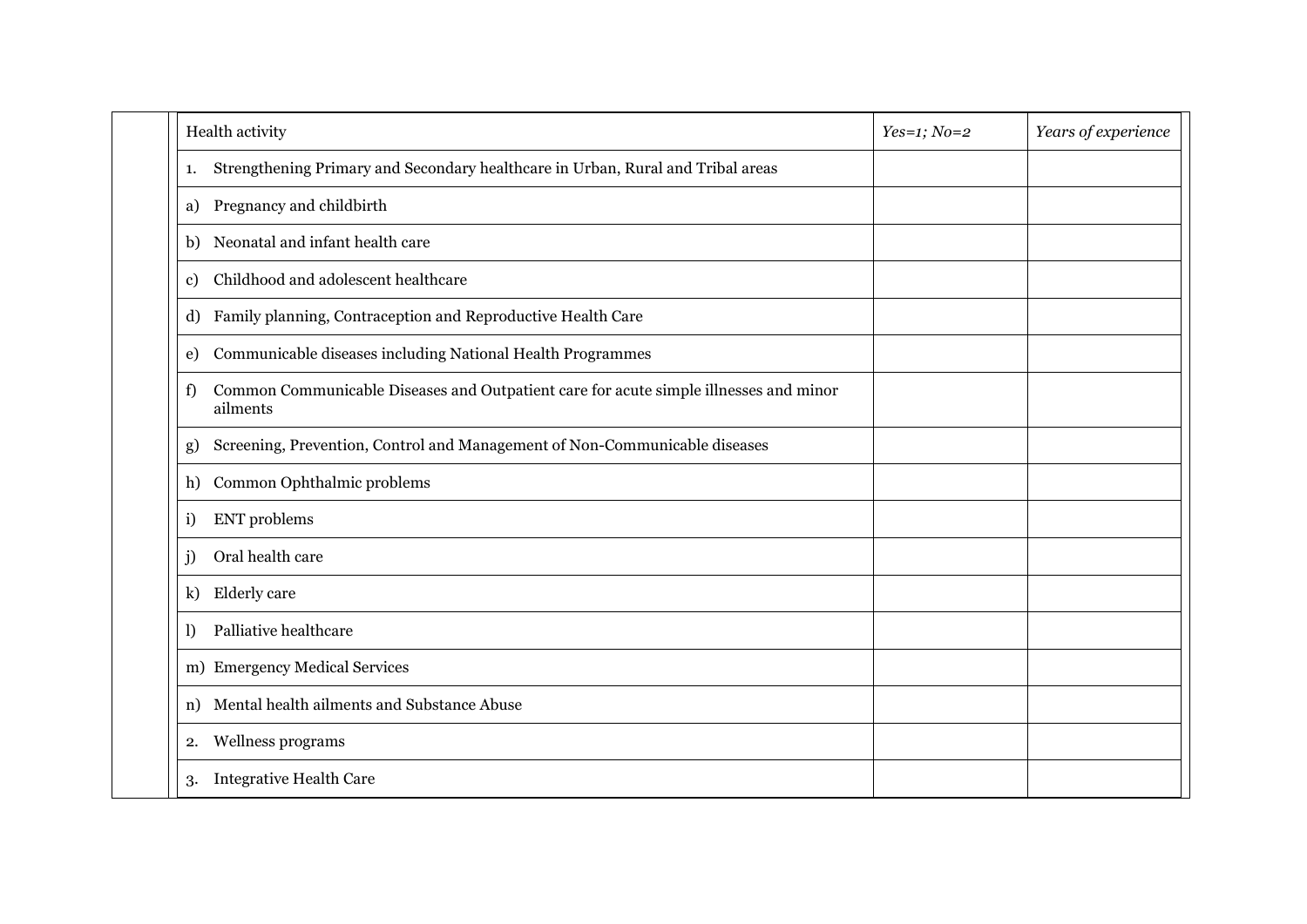| Health activity | *Yes=1; No=2* | *Years of experience* |
|---|---|---|
| 1. Strengthening Primary and Secondary healthcare in Urban, Rural and Tribal areas | | |
| a) Pregnancy and childbirth | | |
| b) Neonatal and infant health care | | |
| c) Childhood and adolescent healthcare | | |
| d) Family planning, Contraception and Reproductive Health Care | | |
| e) Communicable diseases including National Health Programmes | | |
| f) Common Communicable Diseases and Outpatient care for acute simple illnesses and minor ailments | | |
| g) Screening, Prevention, Control and Management of Non-Communicable diseases | | |
| h) Common Ophthalmic problems | | |
| i) ENT problems | | |
| j) Oral health care | | |
| k) Elderly care | | |
| l) Palliative healthcare | | |
| m) Emergency Medical Services | | |
| n) Mental health ailments and Substance Abuse | | |
| 2. Wellness programs | | |
| 3. Integrative Health Care | | |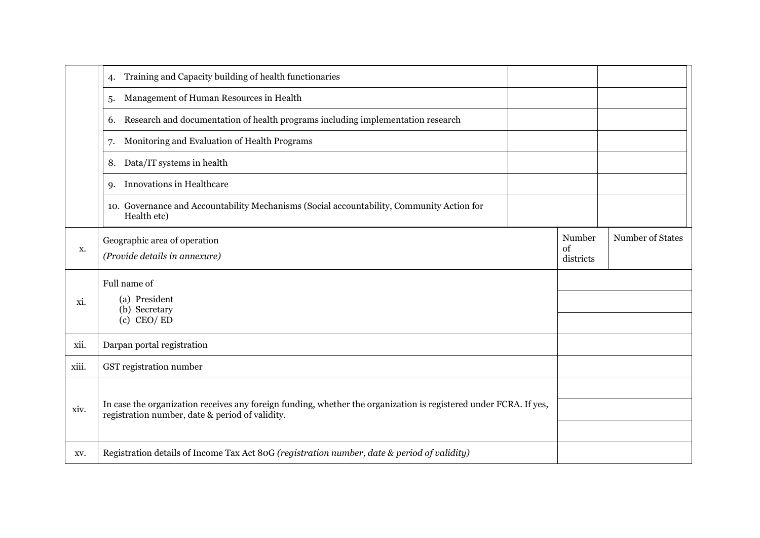| | | | |
|---|---|---|---|
| | 4. Training and Capacity building of health functionaries | | |
| | 5. Management of Human Resources in Health | | |
| | 6. Research and documentation of health programs including implementation research | | |
| | 7. Monitoring and Evaluation of Health Programs | | |
| | 8. Data/IT systems in health | | |
| | 9. Innovations in Healthcare | | |
| | 10. Governance and Accountability Mechanisms (Social accountability, Community Action for Health etc) | | |
| x. | Geographic area of operation<br>*(Provide details in annexure)* | Number of districts | Number of States |
| xi. | Full name of<br>(a) President<br>(b) Secretary<br>(c) CEO/ ED | | |
| xii. | Darpan portal registration | | |
| xiii. | GST registration number | | |
| xiv. | In case the organization receives any foreign funding, whether the organization is registered under FCRA. If yes, registration number, date & period of validity. | | |
| xv. | Registration details of Income Tax Act 80G *(registration number, date & period of validity)* | | |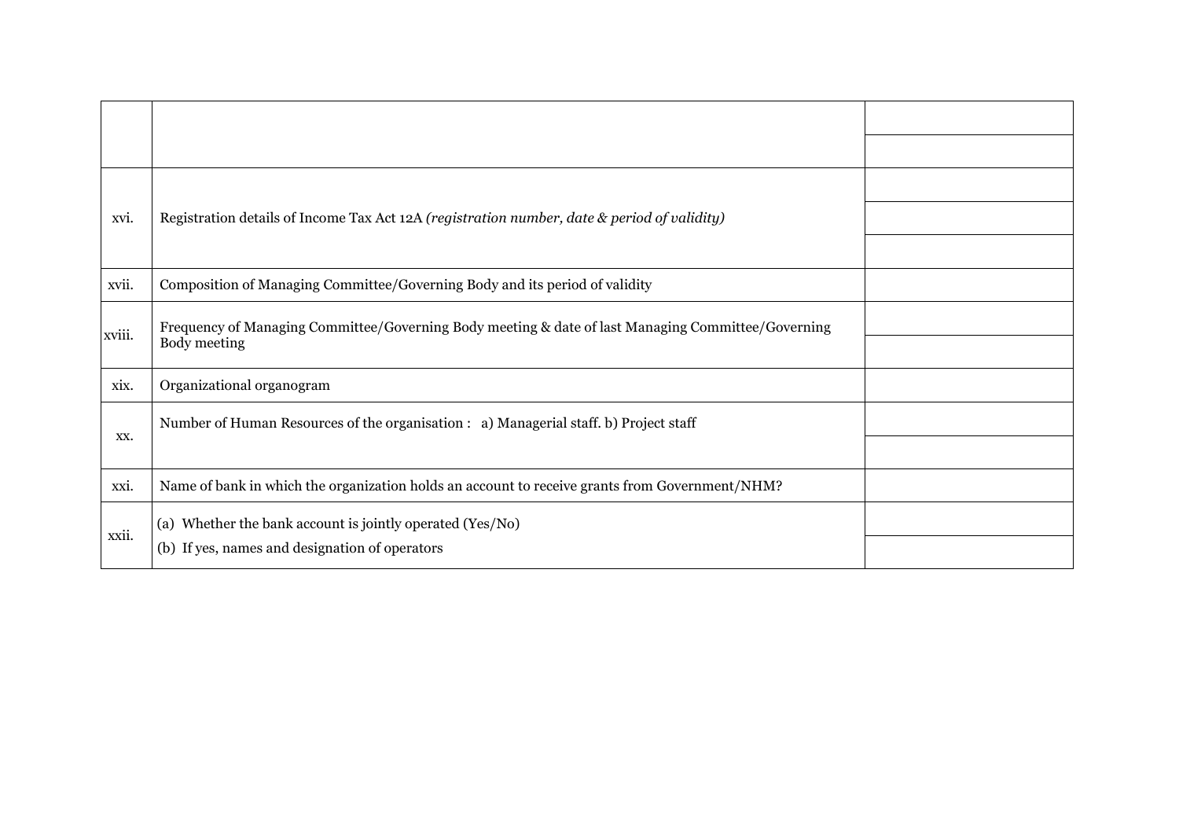| | | |
|---|---|---|
| | | |
| xvi. | Registration details of Income Tax Act 12A *(registration number, date & period of validity)* | |
| xvii. | Composition of Managing Committee/Governing Body and its period of validity | |
| xviii. | Frequency of Managing Committee/Governing Body meeting & date of last Managing Committee/Governing Body meeting | |
| xix. | Organizational organogram | |
| xx. | Number of Human Resources of the organisation : a) Managerial staff. b) Project staff | |
| xxi. | Name of bank in which the organization holds an account to receive grants from Government/NHM? | |
| xxii. | (a) Whether the bank account is jointly operated (Yes/No)<br>(b) If yes, names and designation of operators | |